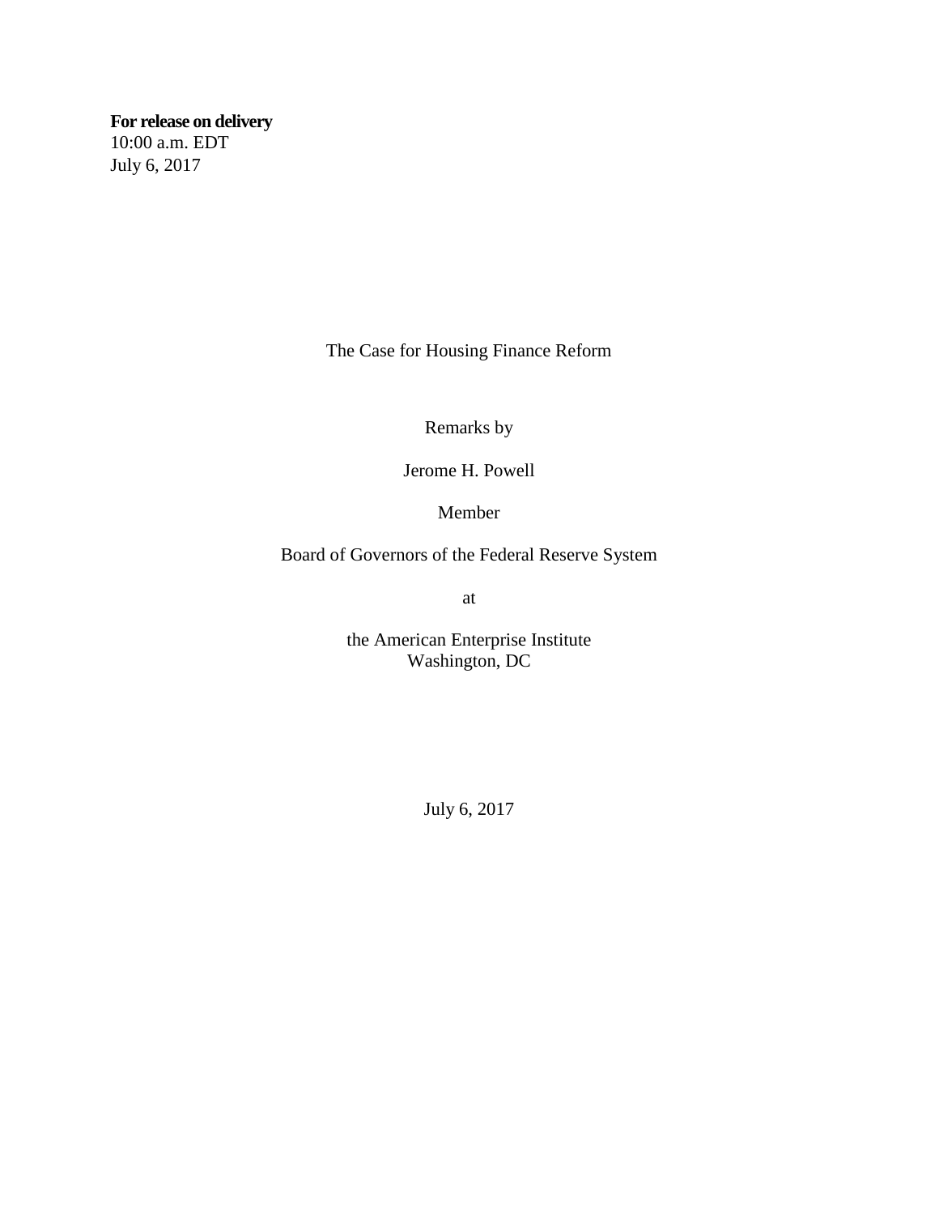**For release on delivery**
10:00 a.m. EDT
July 6, 2017

# The Case for Housing Finance Reform

Remarks by

Jerome H. Powell

Member

Board of Governors of the Federal Reserve System

at

the American Enterprise Institute
Washington, DC

July 6, 2017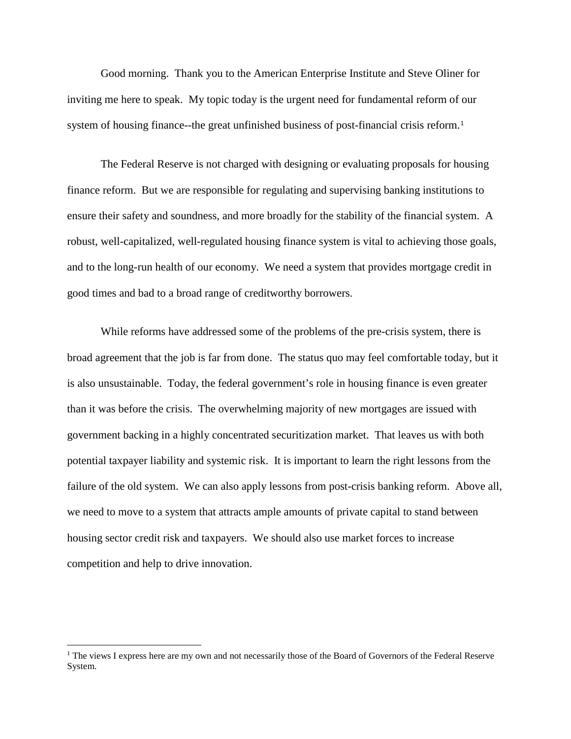Good morning. Thank you to the American Enterprise Institute and Steve Oliner for inviting me here to speak. My topic today is the urgent need for fundamental reform of our system of housing finance--the great unfinished business of post-financial crisis reform.[1]

The Federal Reserve is not charged with designing or evaluating proposals for housing finance reform. But we are responsible for regulating and supervising banking institutions to ensure their safety and soundness, and more broadly for the stability of the financial system. A robust, well-capitalized, well-regulated housing finance system is vital to achieving those goals, and to the long-run health of our economy. We need a system that provides mortgage credit in good times and bad to a broad range of creditworthy borrowers.

While reforms have addressed some of the problems of the pre-crisis system, there is broad agreement that the job is far from done. The status quo may feel comfortable today, but it is also unsustainable. Today, the federal government's role in housing finance is even greater than it was before the crisis. The overwhelming majority of new mortgages are issued with government backing in a highly concentrated securitization market. That leaves us with both potential taxpayer liability and systemic risk. It is important to learn the right lessons from the failure of the old system. We can also apply lessons from post-crisis banking reform. Above all, we need to move to a system that attracts ample amounts of private capital to stand between housing sector credit risk and taxpayers. We should also use market forces to increase competition and help to drive innovation.

[1] The views I express here are my own and not necessarily those of the Board of Governors of the Federal Reserve System.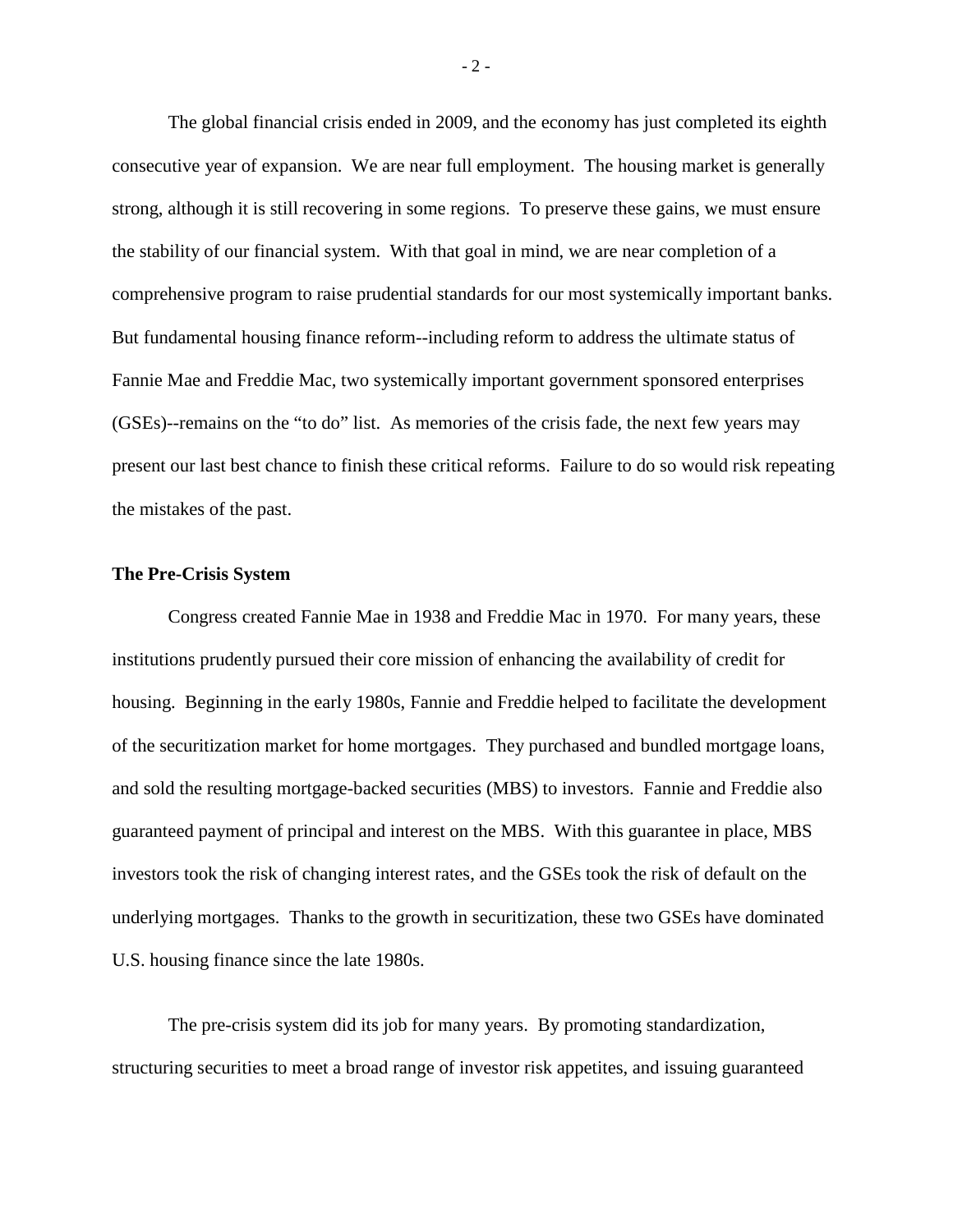The global financial crisis ended in 2009, and the economy has just completed its eighth consecutive year of expansion. We are near full employment. The housing market is generally strong, although it is still recovering in some regions. To preserve these gains, we must ensure the stability of our financial system. With that goal in mind, we are near completion of a comprehensive program to raise prudential standards for our most systemically important banks. But fundamental housing finance reform--including reform to address the ultimate status of Fannie Mae and Freddie Mac, two systemically important government sponsored enterprises (GSEs)--remains on the "to do" list. As memories of the crisis fade, the next few years may present our last best chance to finish these critical reforms. Failure to do so would risk repeating the mistakes of the past.

**The Pre-Crisis System**

Congress created Fannie Mae in 1938 and Freddie Mac in 1970. For many years, these institutions prudently pursued their core mission of enhancing the availability of credit for housing. Beginning in the early 1980s, Fannie and Freddie helped to facilitate the development of the securitization market for home mortgages. They purchased and bundled mortgage loans, and sold the resulting mortgage-backed securities (MBS) to investors. Fannie and Freddie also guaranteed payment of principal and interest on the MBS. With this guarantee in place, MBS investors took the risk of changing interest rates, and the GSEs took the risk of default on the underlying mortgages. Thanks to the growth in securitization, these two GSEs have dominated U.S. housing finance since the late 1980s.

The pre-crisis system did its job for many years. By promoting standardization, structuring securities to meet a broad range of investor risk appetites, and issuing guaranteed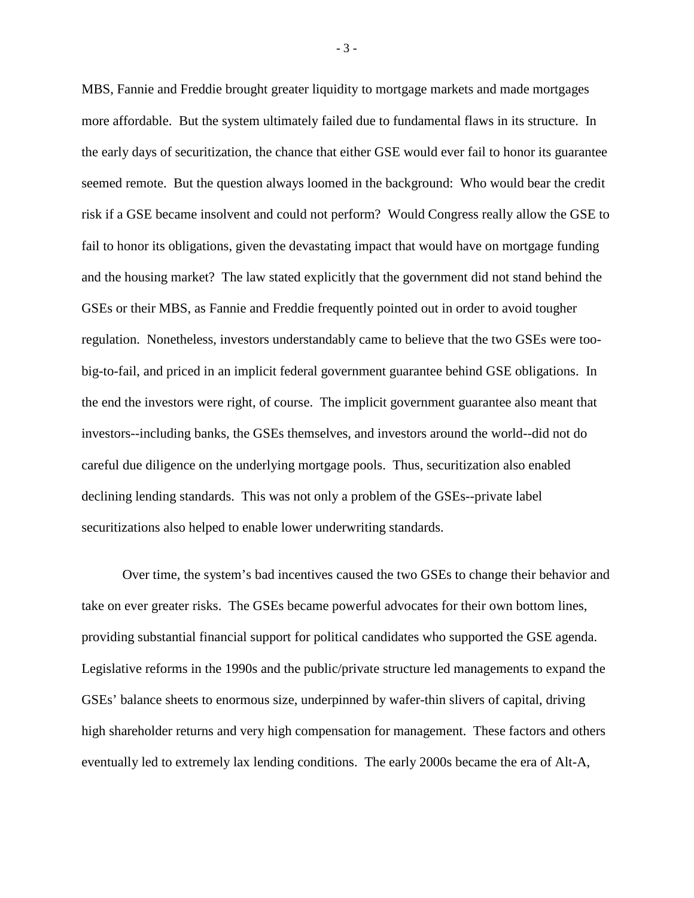MBS, Fannie and Freddie brought greater liquidity to mortgage markets and made mortgages more affordable. But the system ultimately failed due to fundamental flaws in its structure. In the early days of securitization, the chance that either GSE would ever fail to honor its guarantee seemed remote. But the question always loomed in the background: Who would bear the credit risk if a GSE became insolvent and could not perform? Would Congress really allow the GSE to fail to honor its obligations, given the devastating impact that would have on mortgage funding and the housing market? The law stated explicitly that the government did not stand behind the GSEs or their MBS, as Fannie and Freddie frequently pointed out in order to avoid tougher regulation. Nonetheless, investors understandably came to believe that the two GSEs were too-big-to-fail, and priced in an implicit federal government guarantee behind GSE obligations. In the end the investors were right, of course. The implicit government guarantee also meant that investors--including banks, the GSEs themselves, and investors around the world--did not do careful due diligence on the underlying mortgage pools. Thus, securitization also enabled declining lending standards. This was not only a problem of the GSEs--private label securitizations also helped to enable lower underwriting standards.

Over time, the system's bad incentives caused the two GSEs to change their behavior and take on ever greater risks. The GSEs became powerful advocates for their own bottom lines, providing substantial financial support for political candidates who supported the GSE agenda. Legislative reforms in the 1990s and the public/private structure led managements to expand the GSEs' balance sheets to enormous size, underpinned by wafer-thin slivers of capital, driving high shareholder returns and very high compensation for management. These factors and others eventually led to extremely lax lending conditions. The early 2000s became the era of Alt-A,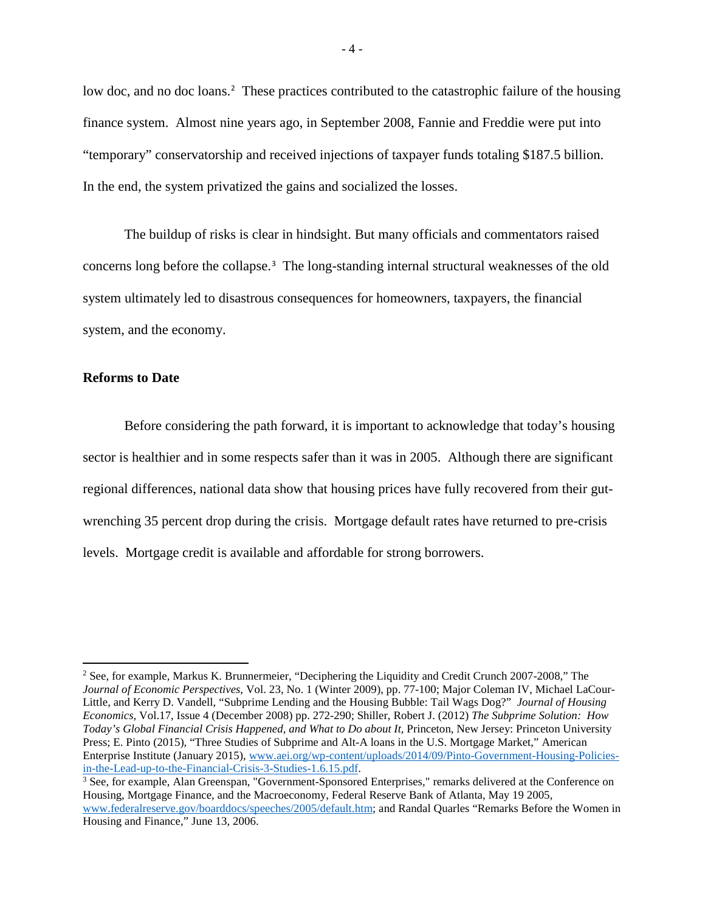low doc, and no doc loans.[2] These practices contributed to the catastrophic failure of the housing finance system. Almost nine years ago, in September 2008, Fannie and Freddie were put into "temporary" conservatorship and received injections of taxpayer funds totaling $187.5 billion. In the end, the system privatized the gains and socialized the losses.

The buildup of risks is clear in hindsight. But many officials and commentators raised concerns long before the collapse.[3] The long-standing internal structural weaknesses of the old system ultimately led to disastrous consequences for homeowners, taxpayers, the financial system, and the economy.

## Reforms to Date

Before considering the path forward, it is important to acknowledge that today's housing sector is healthier and in some respects safer than it was in 2005. Although there are significant regional differences, national data show that housing prices have fully recovered from their gut-wrenching 35 percent drop during the crisis. Mortgage default rates have returned to pre-crisis levels. Mortgage credit is available and affordable for strong borrowers.

---

[2] See, for example, Markus K. Brunnermeier, "Deciphering the Liquidity and Credit Crunch 2007-2008," The *Journal of Economic Perspectives*, Vol. 23, No. 1 (Winter 2009), pp. 77-100; Major Coleman IV, Michael LaCour-Little, and Kerry D. Vandell, "Subprime Lending and the Housing Bubble: Tail Wags Dog?" *Journal of Housing Economics,* Vol.17, Issue 4 (December 2008) pp. 272-290; Shiller, Robert J. (2012) *The Subprime Solution: How Today's Global Financial Crisis Happened, and What to Do about It,* Princeton, New Jersey: Princeton University Press; E. Pinto (2015), "Three Studies of Subprime and Alt-A loans in the U.S. Mortgage Market," American Enterprise Institute (January 2015), www.aei.org/wp-content/uploads/2014/09/Pinto-Government-Housing-Policies-in-the-Lead-up-to-the-Financial-Crisis-3-Studies-1.6.15.pdf.

[3] See, for example, Alan Greenspan, "Government-Sponsored Enterprises," remarks delivered at the Conference on Housing, Mortgage Finance, and the Macroeconomy, Federal Reserve Bank of Atlanta, May 19 2005, www.federalreserve.gov/boarddocs/speeches/2005/default.htm; and Randal Quarles "Remarks Before the Women in Housing and Finance," June 13, 2006.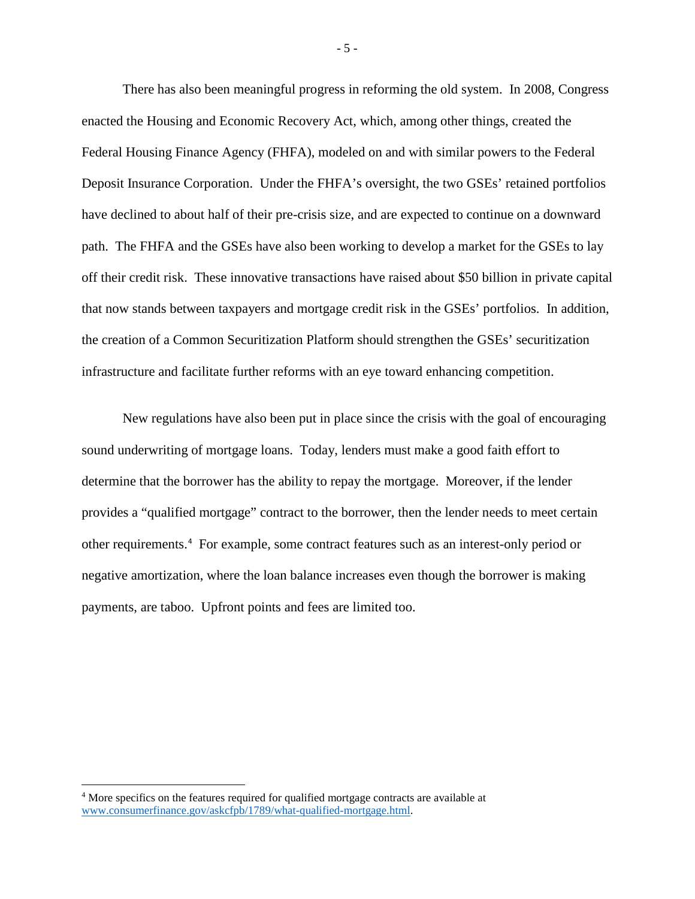There has also been meaningful progress in reforming the old system. In 2008, Congress enacted the Housing and Economic Recovery Act, which, among other things, created the Federal Housing Finance Agency (FHFA), modeled on and with similar powers to the Federal Deposit Insurance Corporation. Under the FHFA's oversight, the two GSEs' retained portfolios have declined to about half of their pre-crisis size, and are expected to continue on a downward path. The FHFA and the GSEs have also been working to develop a market for the GSEs to lay off their credit risk. These innovative transactions have raised about $50 billion in private capital that now stands between taxpayers and mortgage credit risk in the GSEs' portfolios. In addition, the creation of a Common Securitization Platform should strengthen the GSEs' securitization infrastructure and facilitate further reforms with an eye toward enhancing competition.

New regulations have also been put in place since the crisis with the goal of encouraging sound underwriting of mortgage loans. Today, lenders must make a good faith effort to determine that the borrower has the ability to repay the mortgage. Moreover, if the lender provides a "qualified mortgage" contract to the borrower, then the lender needs to meet certain other requirements.[4] For example, some contract features such as an interest-only period or negative amortization, where the loan balance increases even though the borrower is making payments, are taboo. Upfront points and fees are limited too.

---

[4] More specifics on the features required for qualified mortgage contracts are available at [www.consumerfinance.gov/askcfpb/1789/what-qualified-mortgage.html](www.consumerfinance.gov/askcfpb/1789/what-qualified-mortgage.html).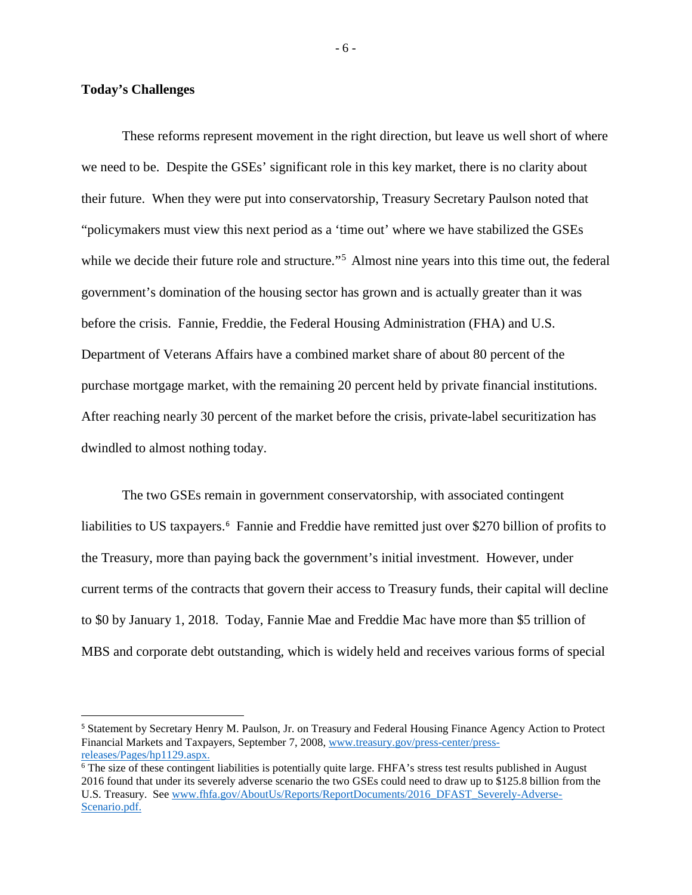## Today's Challenges

These reforms represent movement in the right direction, but leave us well short of where we need to be. Despite the GSEs' significant role in this key market, there is no clarity about their future. When they were put into conservatorship, Treasury Secretary Paulson noted that "policymakers must view this next period as a 'time out' where we have stabilized the GSEs while we decide their future role and structure."[5] Almost nine years into this time out, the federal government's domination of the housing sector has grown and is actually greater than it was before the crisis. Fannie, Freddie, the Federal Housing Administration (FHA) and U.S. Department of Veterans Affairs have a combined market share of about 80 percent of the purchase mortgage market, with the remaining 20 percent held by private financial institutions. After reaching nearly 30 percent of the market before the crisis, private-label securitization has dwindled to almost nothing today.

The two GSEs remain in government conservatorship, with associated contingent liabilities to US taxpayers.[6] Fannie and Freddie have remitted just over $270 billion of profits to the Treasury, more than paying back the government's initial investment. However, under current terms of the contracts that govern their access to Treasury funds, their capital will decline to $0 by January 1, 2018. Today, Fannie Mae and Freddie Mac have more than $5 trillion of MBS and corporate debt outstanding, which is widely held and receives various forms of special

---

[5] Statement by Secretary Henry M. Paulson, Jr. on Treasury and Federal Housing Finance Agency Action to Protect Financial Markets and Taxpayers, September 7, 2008, www.treasury.gov/press-center/press-releases/Pages/hp1129.aspx.

[6] The size of these contingent liabilities is potentially quite large. FHFA's stress test results published in August 2016 found that under its severely adverse scenario the two GSEs could need to draw up to $125.8 billion from the U.S. Treasury. See www.fhfa.gov/AboutUs/Reports/ReportDocuments/2016_DFAST_Severely-Adverse-Scenario.pdf.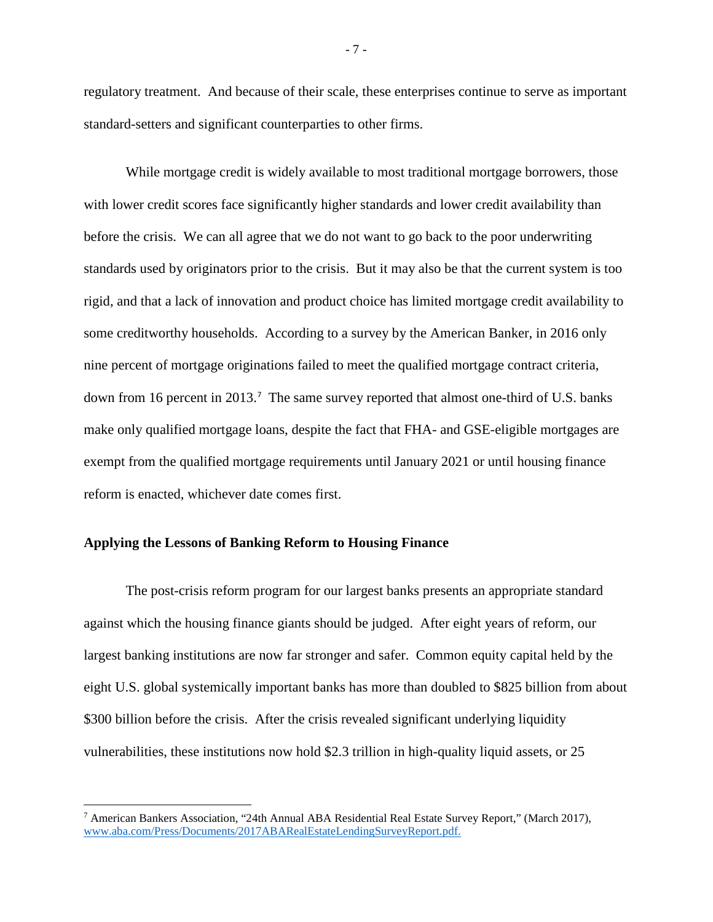regulatory treatment. And because of their scale, these enterprises continue to serve as important standard-setters and significant counterparties to other firms.

While mortgage credit is widely available to most traditional mortgage borrowers, those with lower credit scores face significantly higher standards and lower credit availability than before the crisis. We can all agree that we do not want to go back to the poor underwriting standards used by originators prior to the crisis. But it may also be that the current system is too rigid, and that a lack of innovation and product choice has limited mortgage credit availability to some creditworthy households. According to a survey by the American Banker, in 2016 only nine percent of mortgage originations failed to meet the qualified mortgage contract criteria, down from 16 percent in 2013.[7] The same survey reported that almost one-third of U.S. banks make only qualified mortgage loans, despite the fact that FHA- and GSE-eligible mortgages are exempt from the qualified mortgage requirements until January 2021 or until housing finance reform is enacted, whichever date comes first.

## Applying the Lessons of Banking Reform to Housing Finance

The post-crisis reform program for our largest banks presents an appropriate standard against which the housing finance giants should be judged. After eight years of reform, our largest banking institutions are now far stronger and safer. Common equity capital held by the eight U.S. global systemically important banks has more than doubled to $825 billion from about $300 billion before the crisis. After the crisis revealed significant underlying liquidity vulnerabilities, these institutions now hold $2.3 trillion in high-quality liquid assets, or 25

---

[7] American Bankers Association, "24th Annual ABA Residential Real Estate Survey Report," (March 2017), www.aba.com/Press/Documents/2017ABARealEstateLendingSurveyReport.pdf.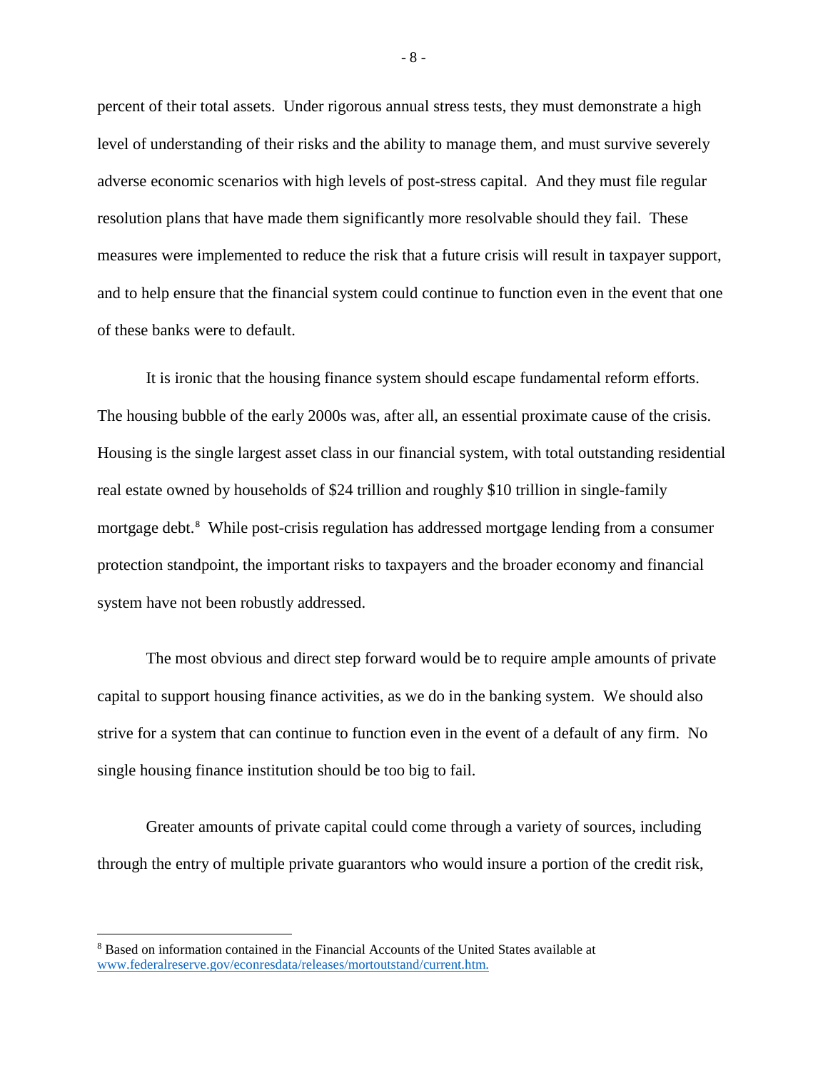percent of their total assets. Under rigorous annual stress tests, they must demonstrate a high level of understanding of their risks and the ability to manage them, and must survive severely adverse economic scenarios with high levels of post-stress capital. And they must file regular resolution plans that have made them significantly more resolvable should they fail. These measures were implemented to reduce the risk that a future crisis will result in taxpayer support, and to help ensure that the financial system could continue to function even in the event that one of these banks were to default.

It is ironic that the housing finance system should escape fundamental reform efforts. The housing bubble of the early 2000s was, after all, an essential proximate cause of the crisis. Housing is the single largest asset class in our financial system, with total outstanding residential real estate owned by households of $24 trillion and roughly $10 trillion in single-family mortgage debt.[8] While post-crisis regulation has addressed mortgage lending from a consumer protection standpoint, the important risks to taxpayers and the broader economy and financial system have not been robustly addressed.

The most obvious and direct step forward would be to require ample amounts of private capital to support housing finance activities, as we do in the banking system. We should also strive for a system that can continue to function even in the event of a default of any firm. No single housing finance institution should be too big to fail.

Greater amounts of private capital could come through a variety of sources, including through the entry of multiple private guarantors who would insure a portion of the credit risk,

---

[8] Based on information contained in the Financial Accounts of the United States available at www.federalreserve.gov/econresdata/releases/mortoutstand/current.htm.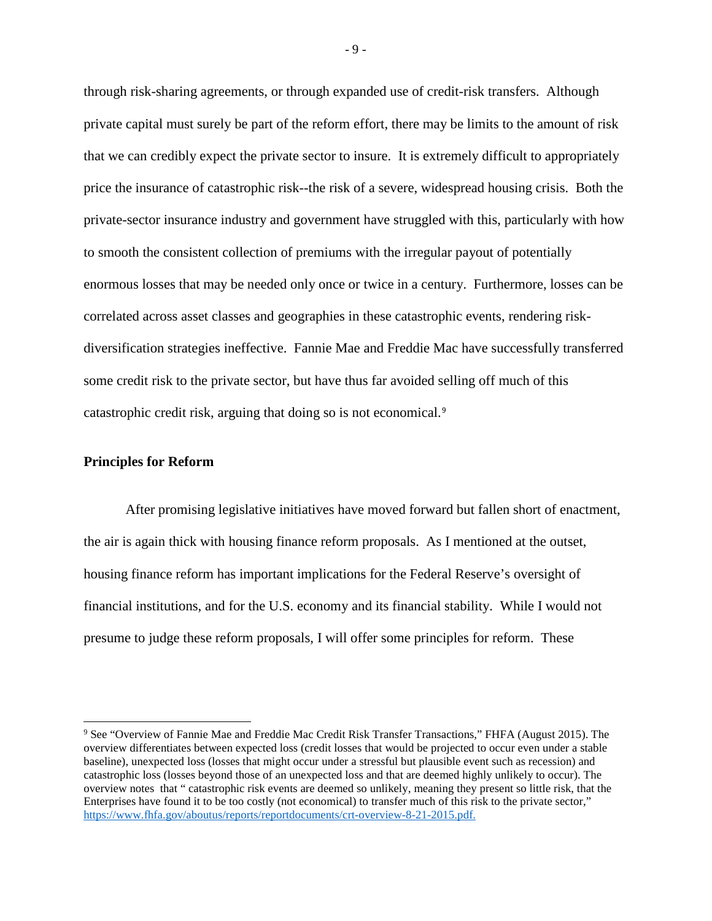through risk-sharing agreements, or through expanded use of credit-risk transfers. Although private capital must surely be part of the reform effort, there may be limits to the amount of risk that we can credibly expect the private sector to insure. It is extremely difficult to appropriately price the insurance of catastrophic risk--the risk of a severe, widespread housing crisis. Both the private-sector insurance industry and government have struggled with this, particularly with how to smooth the consistent collection of premiums with the irregular payout of potentially enormous losses that may be needed only once or twice in a century. Furthermore, losses can be correlated across asset classes and geographies in these catastrophic events, rendering risk-diversification strategies ineffective. Fannie Mae and Freddie Mac have successfully transferred some credit risk to the private sector, but have thus far avoided selling off much of this catastrophic credit risk, arguing that doing so is not economical.[9]

**Principles for Reform**

After promising legislative initiatives have moved forward but fallen short of enactment, the air is again thick with housing finance reform proposals. As I mentioned at the outset, housing finance reform has important implications for the Federal Reserve's oversight of financial institutions, and for the U.S. economy and its financial stability. While I would not presume to judge these reform proposals, I will offer some principles for reform. These

---

[9] See "Overview of Fannie Mae and Freddie Mac Credit Risk Transfer Transactions," FHFA (August 2015). The overview differentiates between expected loss (credit losses that would be projected to occur even under a stable baseline), unexpected loss (losses that might occur under a stressful but plausible event such as recession) and catastrophic loss (losses beyond those of an unexpected loss and that are deemed highly unlikely to occur). The overview notes that " catastrophic risk events are deemed so unlikely, meaning they present so little risk, that the Enterprises have found it to be too costly (not economical) to transfer much of this risk to the private sector," https://www.fhfa.gov/aboutus/reports/reportdocuments/crt-overview-8-21-2015.pdf.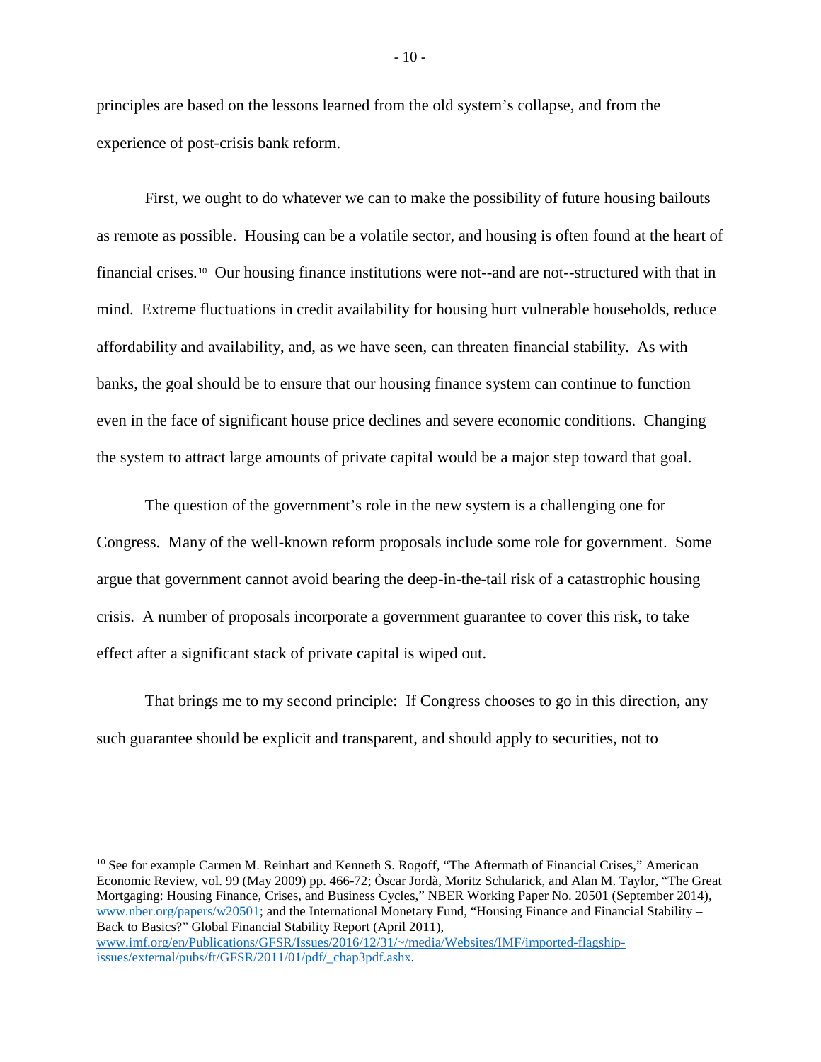principles are based on the lessons learned from the old system's collapse, and from the experience of post-crisis bank reform.

First, we ought to do whatever we can to make the possibility of future housing bailouts as remote as possible. Housing can be a volatile sector, and housing is often found at the heart of financial crises.[10] Our housing finance institutions were not--and are not--structured with that in mind. Extreme fluctuations in credit availability for housing hurt vulnerable households, reduce affordability and availability, and, as we have seen, can threaten financial stability. As with banks, the goal should be to ensure that our housing finance system can continue to function even in the face of significant house price declines and severe economic conditions. Changing the system to attract large amounts of private capital would be a major step toward that goal.

The question of the government's role in the new system is a challenging one for Congress. Many of the well-known reform proposals include some role for government. Some argue that government cannot avoid bearing the deep-in-the-tail risk of a catastrophic housing crisis. A number of proposals incorporate a government guarantee to cover this risk, to take effect after a significant stack of private capital is wiped out.

That brings me to my second principle: If Congress chooses to go in this direction, any such guarantee should be explicit and transparent, and should apply to securities, not to

---

[10] See for example Carmen M. Reinhart and Kenneth S. Rogoff, "The Aftermath of Financial Crises," American Economic Review, vol. 99 (May 2009) pp. 466-72; Òscar Jordà, Moritz Schularick, and Alan M. Taylor, "The Great Mortgaging: Housing Finance, Crises, and Business Cycles," NBER Working Paper No. 20501 (September 2014), www.nber.org/papers/w20501; and the International Monetary Fund, "Housing Finance and Financial Stability – Back to Basics?" Global Financial Stability Report (April 2011), www.imf.org/en/Publications/GFSR/Issues/2016/12/31/~/media/Websites/IMF/imported-flagship-issues/external/pubs/ft/GFSR/2011/01/pdf/_chap3pdf.ashx.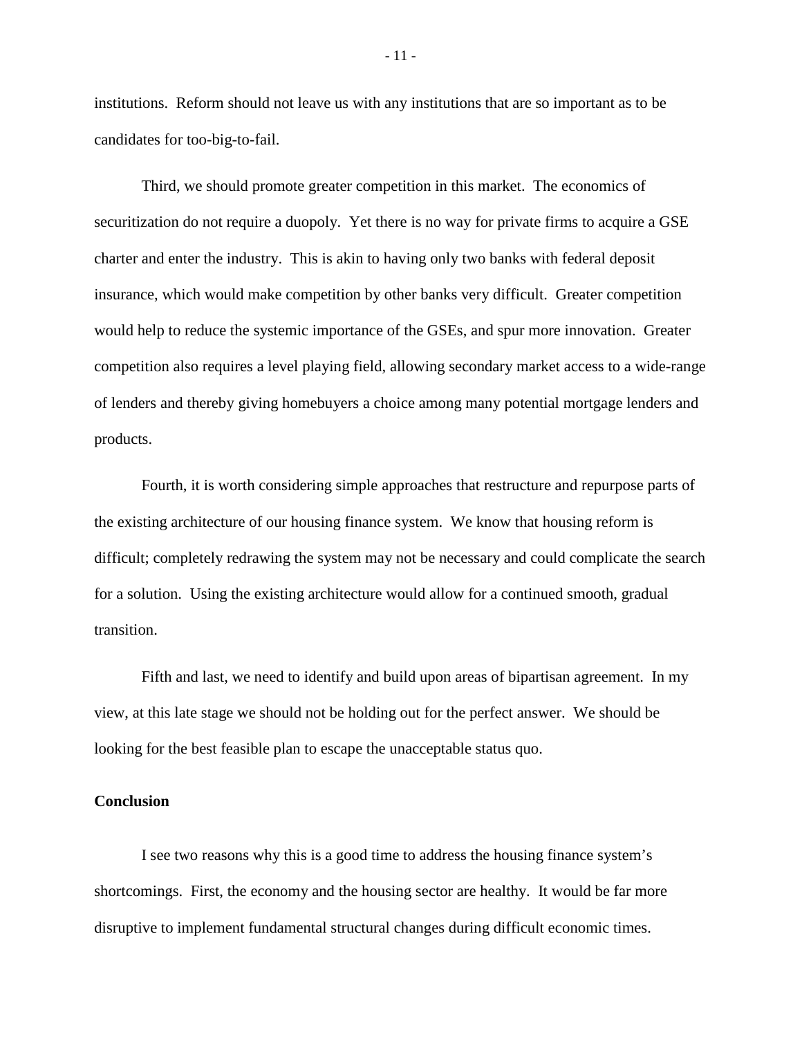institutions. Reform should not leave us with any institutions that are so important as to be candidates for too-big-to-fail.

Third, we should promote greater competition in this market. The economics of securitization do not require a duopoly. Yet there is no way for private firms to acquire a GSE charter and enter the industry. This is akin to having only two banks with federal deposit insurance, which would make competition by other banks very difficult. Greater competition would help to reduce the systemic importance of the GSEs, and spur more innovation. Greater competition also requires a level playing field, allowing secondary market access to a wide-range of lenders and thereby giving homebuyers a choice among many potential mortgage lenders and products.

Fourth, it is worth considering simple approaches that restructure and repurpose parts of the existing architecture of our housing finance system. We know that housing reform is difficult; completely redrawing the system may not be necessary and could complicate the search for a solution. Using the existing architecture would allow for a continued smooth, gradual transition.

Fifth and last, we need to identify and build upon areas of bipartisan agreement. In my view, at this late stage we should not be holding out for the perfect answer. We should be looking for the best feasible plan to escape the unacceptable status quo.

**Conclusion**

I see two reasons why this is a good time to address the housing finance system's shortcomings. First, the economy and the housing sector are healthy. It would be far more disruptive to implement fundamental structural changes during difficult economic times.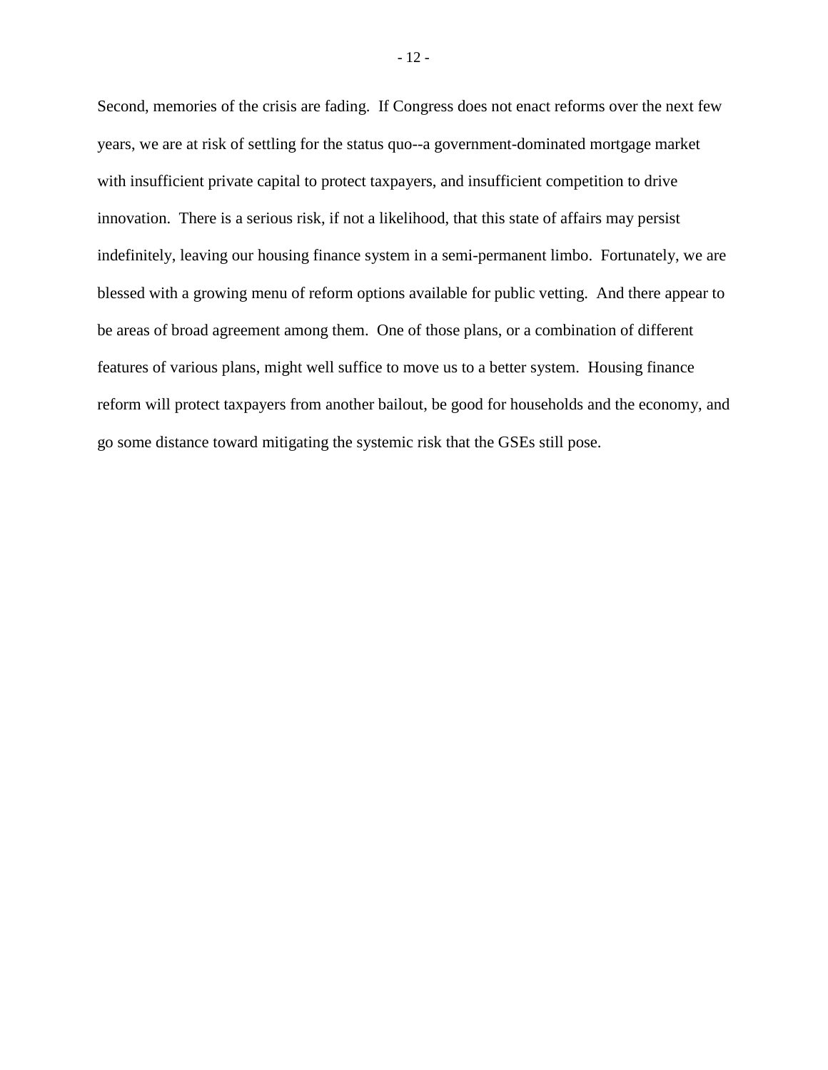Second, memories of the crisis are fading. If Congress does not enact reforms over the next few years, we are at risk of settling for the status quo--a government-dominated mortgage market with insufficient private capital to protect taxpayers, and insufficient competition to drive innovation. There is a serious risk, if not a likelihood, that this state of affairs may persist indefinitely, leaving our housing finance system in a semi-permanent limbo. Fortunately, we are blessed with a growing menu of reform options available for public vetting. And there appear to be areas of broad agreement among them. One of those plans, or a combination of different features of various plans, might well suffice to move us to a better system. Housing finance reform will protect taxpayers from another bailout, be good for households and the economy, and go some distance toward mitigating the systemic risk that the GSEs still pose.